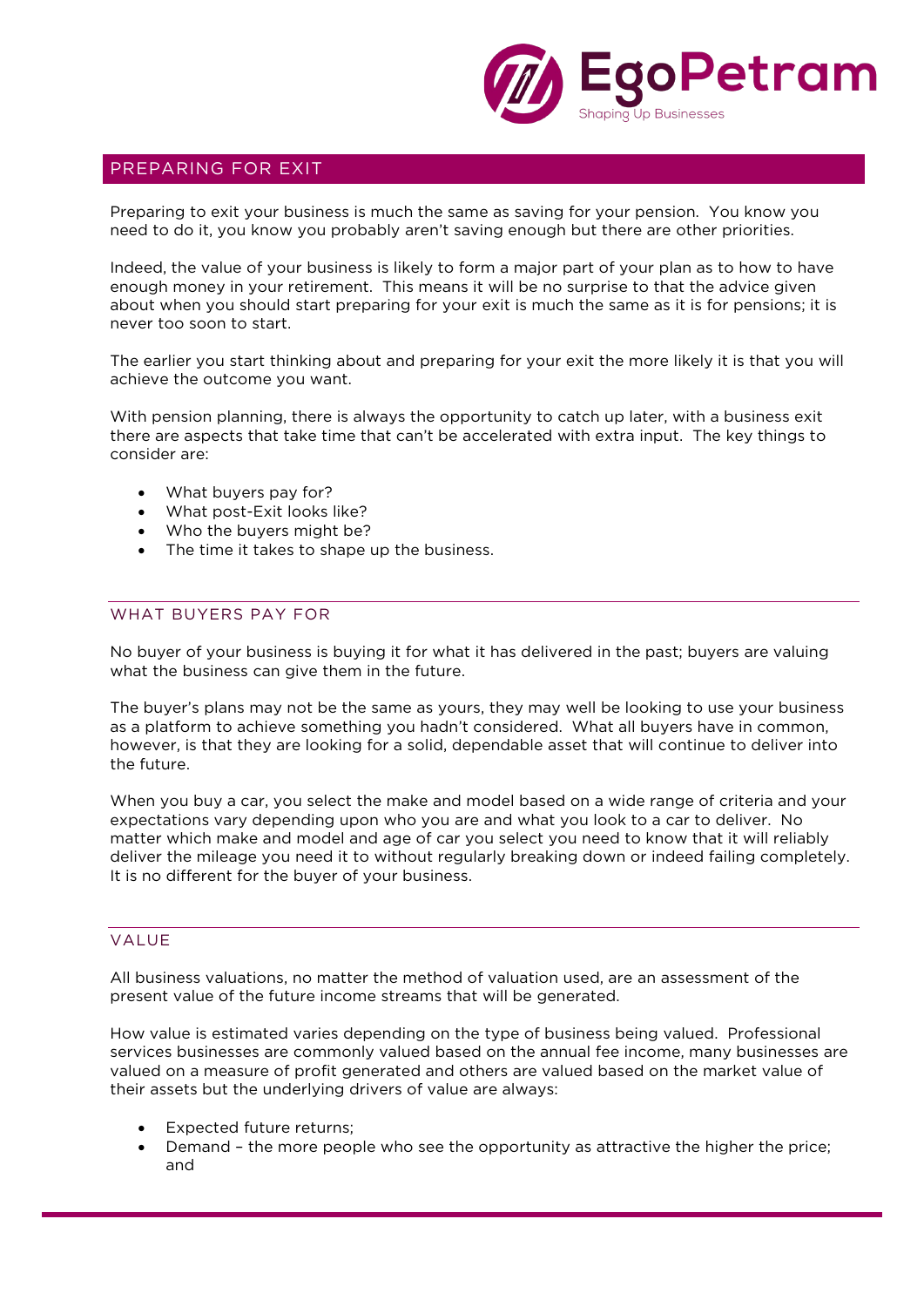## PREPARING FOR EXIT

Preparing to exit your business is much the same as saving for your pension. You know you need to do it, you know you probably aren't saving enough but there are other priorities.

Indeed, the value of your business is likely to form a major part of your plan as to how to have enough money in your retirement. This means it will be no surprise to that the advice given about when you should start preparing for your exit is much the same as it is for pensions; it is never too soon to start.

The earlier you start thinking about and preparing for your exit the more likely it is that you will achieve the outcome you want.

With pension planning, there is always the opportunity to catch up later, with a business exit there are aspects that take time that can't be accelerated with extra input. The key things to consider are:

- What buyers pay for?
- What post-Exit looks like?
- Who the buyers might be?
- The time it takes to shape up the business.

### WHAT BUYERS PAY FOR

No buyer of your business is buying it for what it has delivered in the past; buyers are valuing what the business can give them in the future.

The buyer's plans may not be the same as yours, they may well be looking to use your business as a platform to achieve something you hadn't considered. What all buyers have in common, however, is that they are looking for a solid, dependable asset that will continue to deliver into the future.

When you buy a car, you select the make and model based on a wide range of criteria and your expectations vary depending upon who you are and what you look to a car to deliver. No matter which make and model and age of car you select you need to know that it will reliably deliver the mileage you need it to without regularly breaking down or indeed failing completely. It is no different for the buyer of your business.

### VALUE

All business valuations, no matter the method of valuation used, are an assessment of the present value of the future income streams that will be generated.

How value is estimated varies depending on the type of business being valued. Professional services businesses are commonly valued based on the annual fee income, many businesses are valued on a measure of profit generated and others are valued based on the market value of their assets but the underlying drivers of value are always:

- Expected future returns;
- Demand – the more people who see the opportunity as attractive the higher the price; and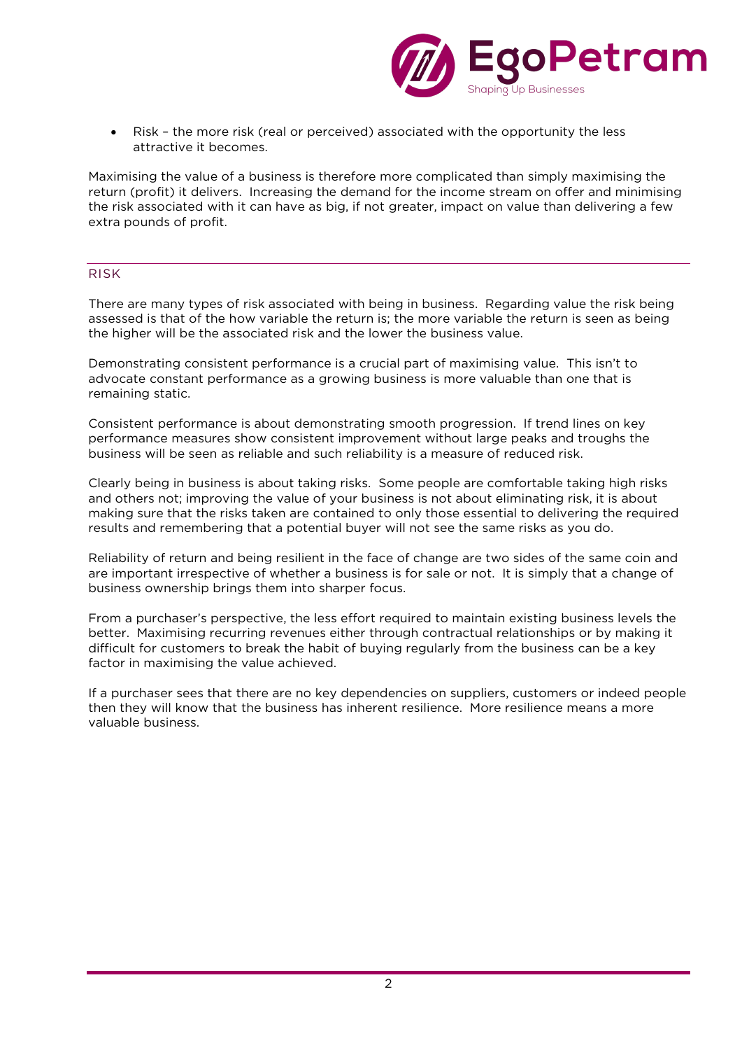- Risk – the more risk (real or perceived) associated with the opportunity the less attractive it becomes.

Maximising the value of a business is therefore more complicated than simply maximising the return (profit) it delivers. Increasing the demand for the income stream on offer and minimising the risk associated with it can have as big, if not greater, impact on value than delivering a few extra pounds of profit.

## RISK

There are many types of risk associated with being in business. Regarding value the risk being assessed is that of the how variable the return is; the more variable the return is seen as being the higher will be the associated risk and the lower the business value.

Demonstrating consistent performance is a crucial part of maximising value. This isn't to advocate constant performance as a growing business is more valuable than one that is remaining static.

Consistent performance is about demonstrating smooth progression. If trend lines on key performance measures show consistent improvement without large peaks and troughs the business will be seen as reliable and such reliability is a measure of reduced risk.

Clearly being in business is about taking risks. Some people are comfortable taking high risks and others not; improving the value of your business is not about eliminating risk, it is about making sure that the risks taken are contained to only those essential to delivering the required results and remembering that a potential buyer will not see the same risks as you do.

Reliability of return and being resilient in the face of change are two sides of the same coin and are important irrespective of whether a business is for sale or not. It is simply that a change of business ownership brings them into sharper focus.

From a purchaser's perspective, the less effort required to maintain existing business levels the better. Maximising recurring revenues either through contractual relationships or by making it difficult for customers to break the habit of buying regularly from the business can be a key factor in maximising the value achieved.

If a purchaser sees that there are no key dependencies on suppliers, customers or indeed people then they will know that the business has inherent resilience. More resilience means a more valuable business.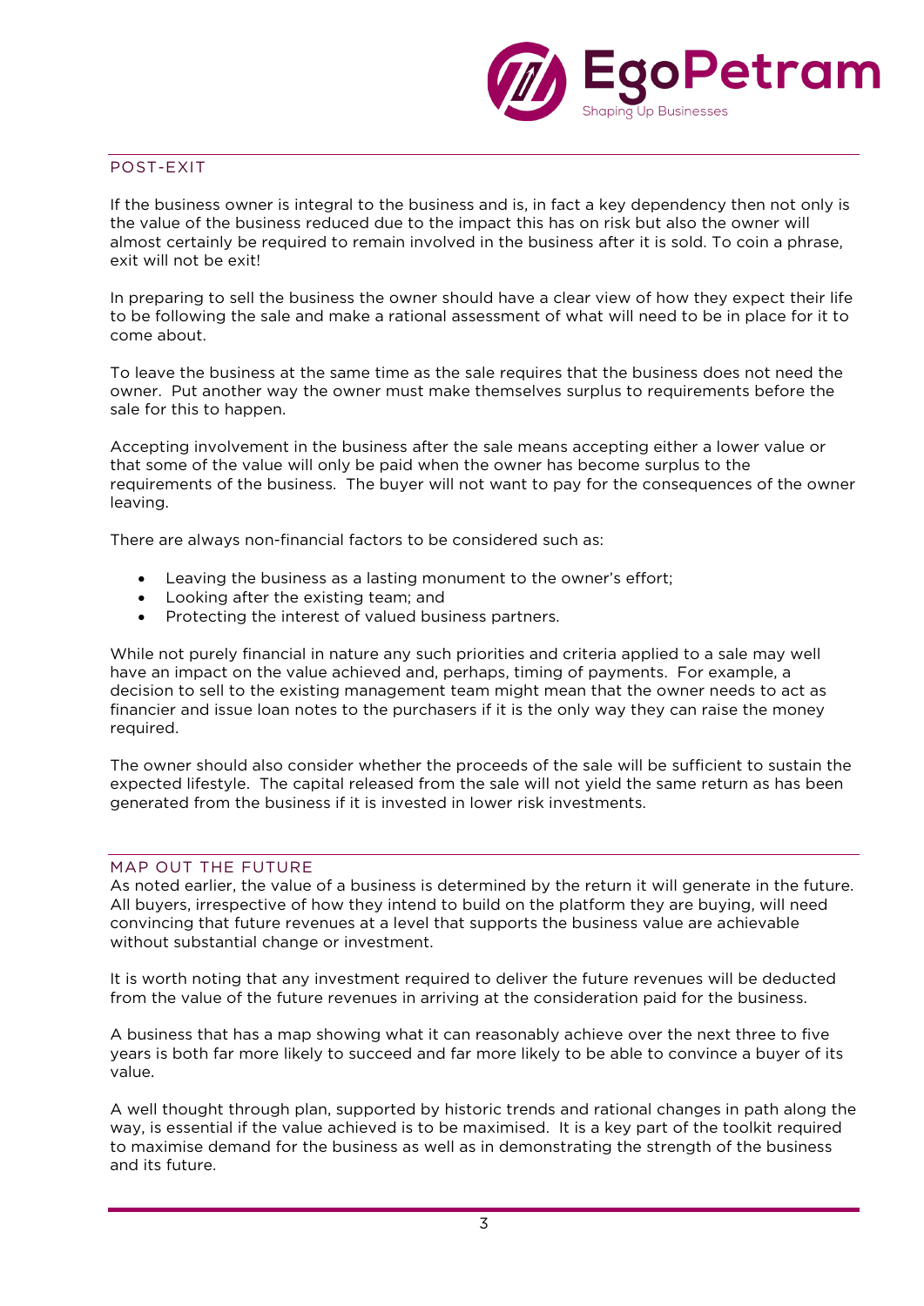## POST-EXIT

If the business owner is integral to the business and is, in fact a key dependency then not only is the value of the business reduced due to the impact this has on risk but also the owner will almost certainly be required to remain involved in the business after it is sold. To coin a phrase, exit will not be exit!

In preparing to sell the business the owner should have a clear view of how they expect their life to be following the sale and make a rational assessment of what will need to be in place for it to come about.

To leave the business at the same time as the sale requires that the business does not need the owner. Put another way the owner must make themselves surplus to requirements before the sale for this to happen.

Accepting involvement in the business after the sale means accepting either a lower value or that some of the value will only be paid when the owner has become surplus to the requirements of the business. The buyer will not want to pay for the consequences of the owner leaving.

There are always non-financial factors to be considered such as:

- Leaving the business as a lasting monument to the owner's effort;
- Looking after the existing team; and
- Protecting the interest of valued business partners.

While not purely financial in nature any such priorities and criteria applied to a sale may well have an impact on the value achieved and, perhaps, timing of payments. For example, a decision to sell to the existing management team might mean that the owner needs to act as financier and issue loan notes to the purchasers if it is the only way they can raise the money required.

The owner should also consider whether the proceeds of the sale will be sufficient to sustain the expected lifestyle. The capital released from the sale will not yield the same return as has been generated from the business if it is invested in lower risk investments.

## MAP OUT THE FUTURE

As noted earlier, the value of a business is determined by the return it will generate in the future. All buyers, irrespective of how they intend to build on the platform they are buying, will need convincing that future revenues at a level that supports the business value are achievable without substantial change or investment.

It is worth noting that any investment required to deliver the future revenues will be deducted from the value of the future revenues in arriving at the consideration paid for the business.

A business that has a map showing what it can reasonably achieve over the next three to five years is both far more likely to succeed and far more likely to be able to convince a buyer of its value.

A well thought through plan, supported by historic trends and rational changes in path along the way, is essential if the value achieved is to be maximised. It is a key part of the toolkit required to maximise demand for the business as well as in demonstrating the strength of the business and its future.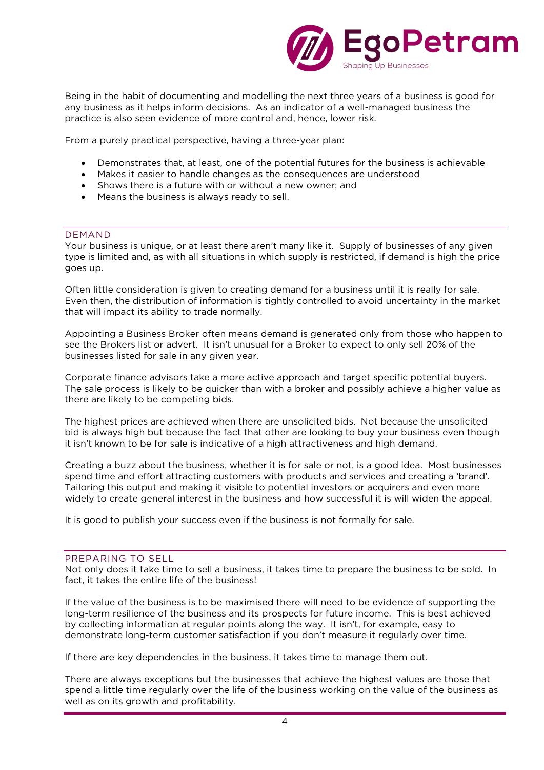Being in the habit of documenting and modelling the next three years of a business is good for any business as it helps inform decisions. As an indicator of a well-managed business the practice is also seen evidence of more control and, hence, lower risk.

From a purely practical perspective, having a three-year plan:

- Demonstrates that, at least, one of the potential futures for the business is achievable
- Makes it easier to handle changes as the consequences are understood
- Shows there is a future with or without a new owner; and
- Means the business is always ready to sell.

## DEMAND

Your business is unique, or at least there aren't many like it. Supply of businesses of any given type is limited and, as with all situations in which supply is restricted, if demand is high the price goes up.

Often little consideration is given to creating demand for a business until it is really for sale. Even then, the distribution of information is tightly controlled to avoid uncertainty in the market that will impact its ability to trade normally.

Appointing a Business Broker often means demand is generated only from those who happen to see the Brokers list or advert. It isn't unusual for a Broker to expect to only sell 20% of the businesses listed for sale in any given year.

Corporate finance advisors take a more active approach and target specific potential buyers. The sale process is likely to be quicker than with a broker and possibly achieve a higher value as there are likely to be competing bids.

The highest prices are achieved when there are unsolicited bids. Not because the unsolicited bid is always high but because the fact that other are looking to buy your business even though it isn't known to be for sale is indicative of a high attractiveness and high demand.

Creating a buzz about the business, whether it is for sale or not, is a good idea. Most businesses spend time and effort attracting customers with products and services and creating a 'brand'. Tailoring this output and making it visible to potential investors or acquirers and even more widely to create general interest in the business and how successful it is will widen the appeal.

It is good to publish your success even if the business is not formally for sale.

## PREPARING TO SELL

Not only does it take time to sell a business, it takes time to prepare the business to be sold. In fact, it takes the entire life of the business!

If the value of the business is to be maximised there will need to be evidence of supporting the long-term resilience of the business and its prospects for future income. This is best achieved by collecting information at regular points along the way. It isn't, for example, easy to demonstrate long-term customer satisfaction if you don't measure it regularly over time.

If there are key dependencies in the business, it takes time to manage them out.

There are always exceptions but the businesses that achieve the highest values are those that spend a little time regularly over the life of the business working on the value of the business as well as on its growth and profitability.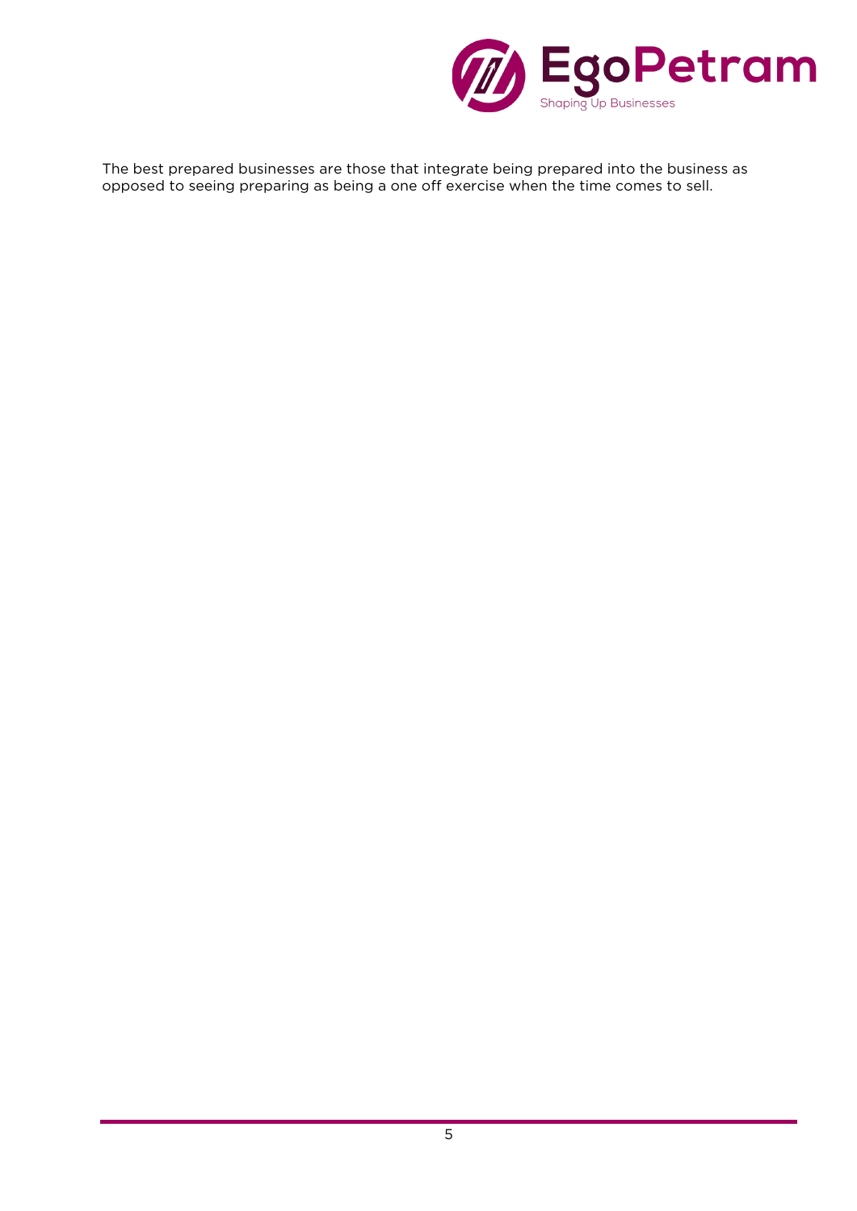The best prepared businesses are those that integrate being prepared into the business as opposed to seeing preparing as being a one off exercise when the time comes to sell.